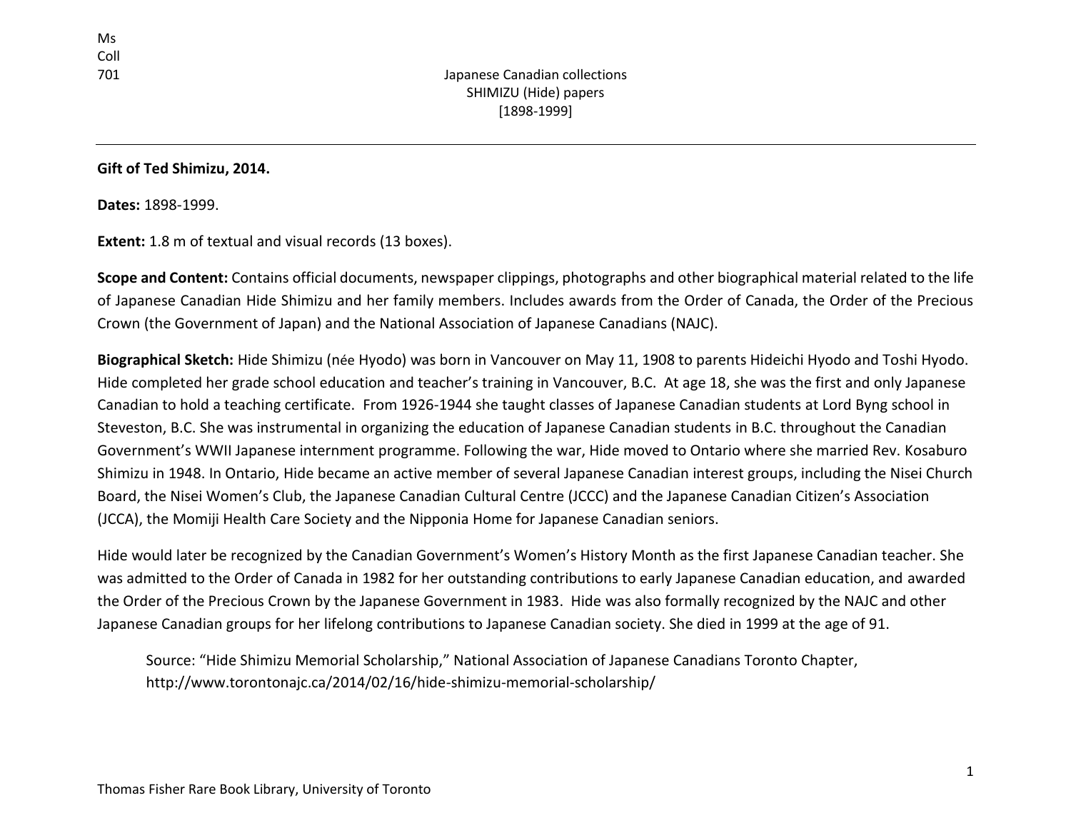Ms Coll 701

# Japanese Canadian collections
## SHIMIZU (Hide) papers
## [1898-1999]

**Gift of Ted Shimizu, 2014.**

**Dates:** 1898-1999.

**Extent:** 1.8 m of textual and visual records (13 boxes).

**Scope and Content:** Contains official documents, newspaper clippings, photographs and other biographical material related to the life of Japanese Canadian Hide Shimizu and her family members. Includes awards from the Order of Canada, the Order of the Precious Crown (the Government of Japan) and the National Association of Japanese Canadians (NAJC).

**Biographical Sketch:** Hide Shimizu (née Hyodo) was born in Vancouver on May 11, 1908 to parents Hideichi Hyodo and Toshi Hyodo. Hide completed her grade school education and teacher's training in Vancouver, B.C. At age 18, she was the first and only Japanese Canadian to hold a teaching certificate. From 1926-1944 she taught classes of Japanese Canadian students at Lord Byng school in Steveston, B.C. She was instrumental in organizing the education of Japanese Canadian students in B.C. throughout the Canadian Government's WWII Japanese internment programme. Following the war, Hide moved to Ontario where she married Rev. Kosaburo Shimizu in 1948. In Ontario, Hide became an active member of several Japanese Canadian interest groups, including the Nisei Church Board, the Nisei Women's Club, the Japanese Canadian Cultural Centre (JCCC) and the Japanese Canadian Citizen's Association (JCCA), the Momiji Health Care Society and the Nipponia Home for Japanese Canadian seniors.

Hide would later be recognized by the Canadian Government's Women's History Month as the first Japanese Canadian teacher. She was admitted to the Order of Canada in 1982 for her outstanding contributions to early Japanese Canadian education, and awarded the Order of the Precious Crown by the Japanese Government in 1983. Hide was also formally recognized by the NAJC and other Japanese Canadian groups for her lifelong contributions to Japanese Canadian society. She died in 1999 at the age of 91.

> Source: "Hide Shimizu Memorial Scholarship," National Association of Japanese Canadians Toronto Chapter, http://www.torontonajc.ca/2014/02/16/hide-shimizu-memorial-scholarship/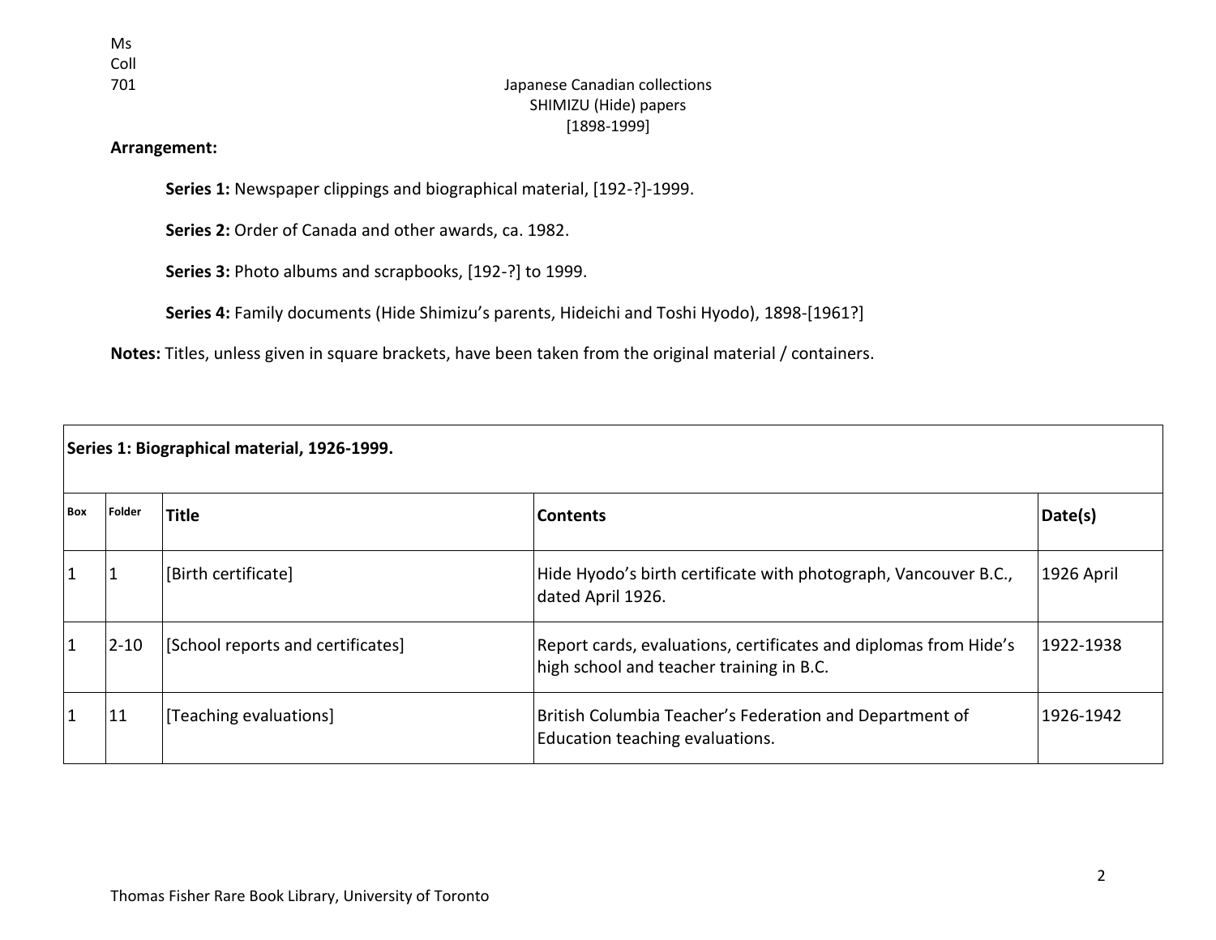Ms
Coll
701

Japanese Canadian collections
SHIMIZU (Hide) papers
[1898-1999]

**Arrangement:**

**Series 1:** Newspaper clippings and biographical material, [192-?]-1999.

**Series 2:** Order of Canada and other awards, ca. 1982.

**Series 3:** Photo albums and scrapbooks, [192-?] to 1999.

**Series 4:** Family documents (Hide Shimizu's parents, Hideichi and Toshi Hyodo), 1898-[1961?]

**Notes:** Titles, unless given in square brackets, have been taken from the original material / containers.

| **Series 1: Biographical material, 1926-1999.** | | | | |
|---|---|---|---|---|
| **Box** | **Folder** | **Title** | **Contents** | **Date(s)** |
| 1 | 1 | [Birth certificate] | Hide Hyodo's birth certificate with photograph, Vancouver B.C., dated April 1926. | 1926 April |
| 1 | 2-10 | [School reports and certificates] | Report cards, evaluations, certificates and diplomas from Hide's high school and teacher training in B.C. | 1922-1938 |
| 1 | 11 | [Teaching evaluations] | British Columbia Teacher's Federation and Department of Education teaching evaluations. | 1926-1942 |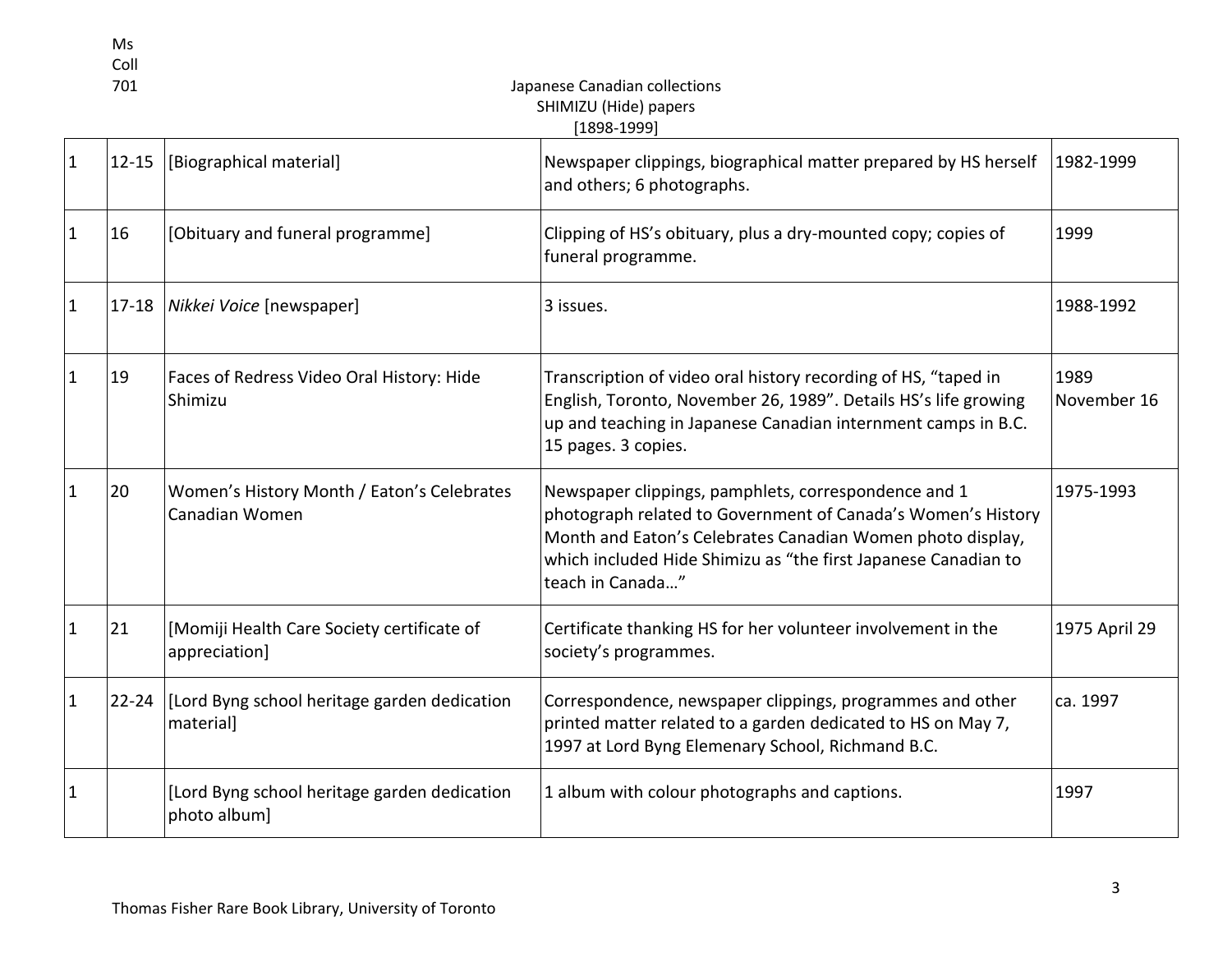| | | | | |
|---|---|---|---|---|
| 1 | 12-15 | [Biographical material] | Newspaper clippings, biographical matter prepared by HS herself and others; 6 photographs. | 1982-1999 |
| 1 | 16 | [Obituary and funeral programme] | Clipping of HS's obituary, plus a dry-mounted copy; copies of funeral programme. | 1999 |
| 1 | 17-18 | *Nikkei Voice* [newspaper] | 3 issues. | 1988-1992 |
| 1 | 19 | Faces of Redress Video Oral History: Hide Shimizu | Transcription of video oral history recording of HS, "taped in English, Toronto, November 26, 1989". Details HS's life growing up and teaching in Japanese Canadian internment camps in B.C. 15 pages. 3 copies. | 1989 November 16 |
| 1 | 20 | Women's History Month / Eaton's Celebrates Canadian Women | Newspaper clippings, pamphlets, correspondence and 1 photograph related to Government of Canada's Women's History Month and Eaton's Celebrates Canadian Women photo display, which included Hide Shimizu as "the first Japanese Canadian to teach in Canada…" | 1975-1993 |
| 1 | 21 | [Momiji Health Care Society certificate of appreciation] | Certificate thanking HS for her volunteer involvement in the society's programmes. | 1975 April 29 |
| 1 | 22-24 | [Lord Byng school heritage garden dedication material] | Correspondence, newspaper clippings, programmes and other printed matter related to a garden dedicated to HS on May 7, 1997 at Lord Byng Elemenary School, Richmond B.C. | ca. 1997 |
| 1 | | [Lord Byng school heritage garden dedication photo album] | 1 album with colour photographs and captions. | 1997 |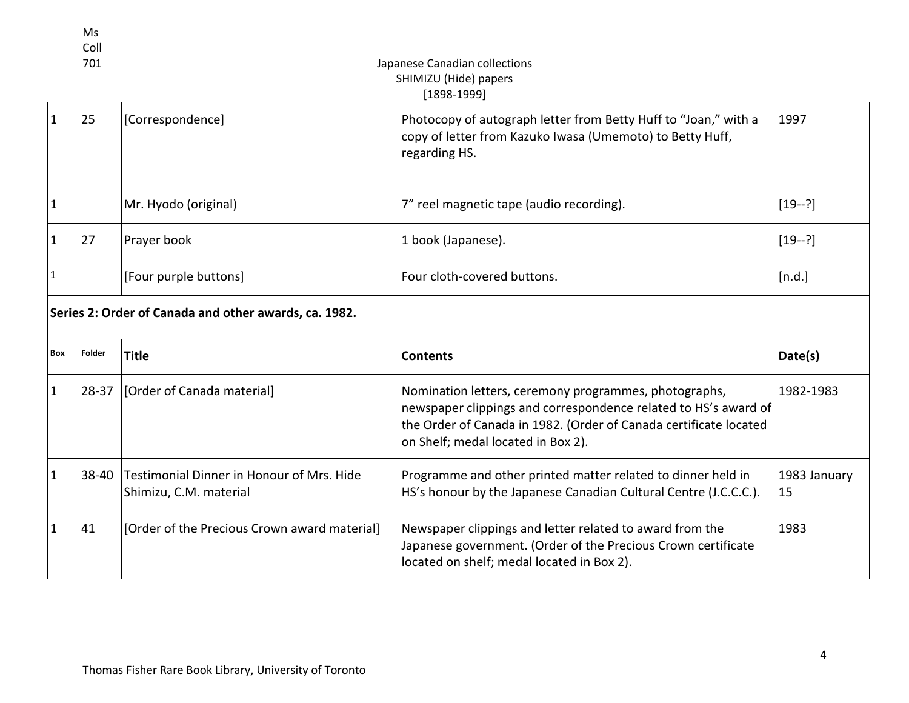| | | | | |
|---|---|---|---|---|
| 1 | 25 | [Correspondence] | Photocopy of autograph letter from Betty Huff to "Joan," with a copy of letter from Kazuko Iwasa (Umemoto) to Betty Huff, regarding HS. | 1997 |
| 1 | | Mr. Hyodo (original) | 7" reel magnetic tape (audio recording). | [19--?] |
| 1 | 27 | Prayer book | 1 book (Japanese). | [19--?] |
| 1 | | [Four purple buttons] | Four cloth-covered buttons. | [n.d.] |

**Series 2: Order of Canada and other awards, ca. 1982.**

| Box | Folder | Title | Contents | Date(s) |
|---|---|---|---|---|
| 1 | 28-37 | [Order of Canada material] | Nomination letters, ceremony programmes, photographs, newspaper clippings and correspondence related to HS's award of the Order of Canada in 1982. (Order of Canada certificate located on Shelf; medal located in Box 2). | 1982-1983 |
| 1 | 38-40 | Testimonial Dinner in Honour of Mrs. Hide Shimizu, C.M. material | Programme and other printed matter related to dinner held in HS's honour by the Japanese Canadian Cultural Centre (J.C.C.C.). | 1983 January 15 |
| 1 | 41 | [Order of the Precious Crown award material] | Newspaper clippings and letter related to award from the Japanese government. (Order of the Precious Crown certificate located on shelf; medal located in Box 2). | 1983 |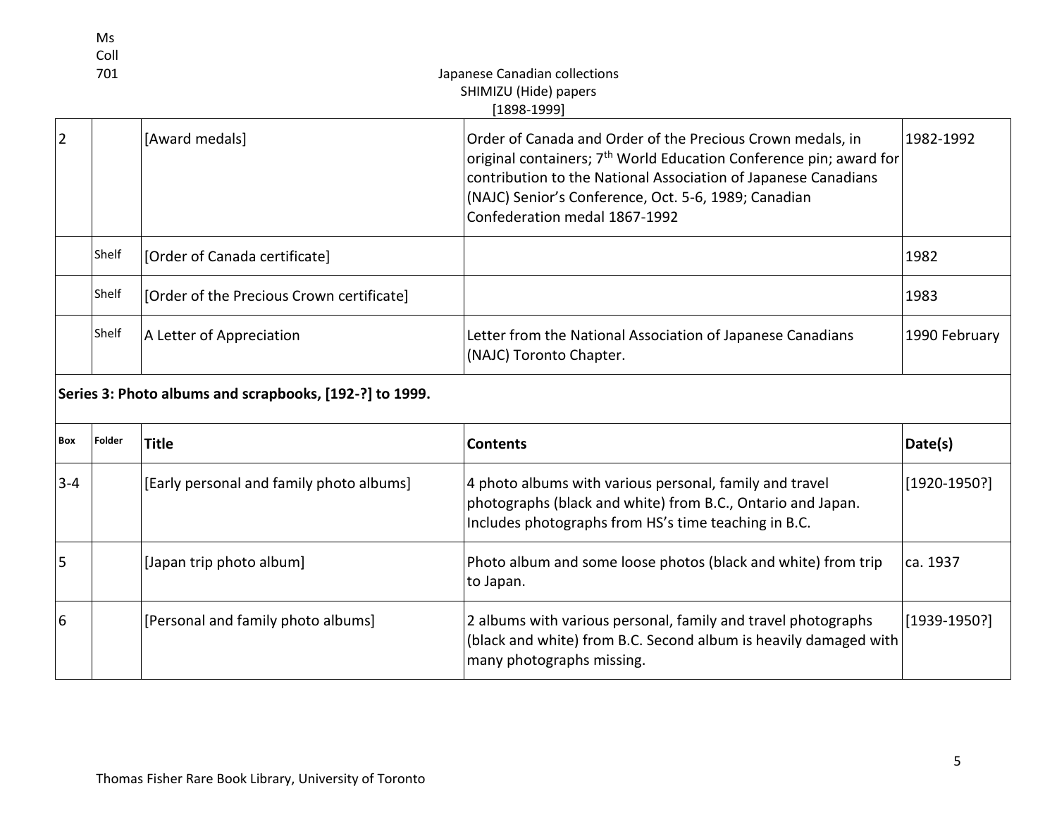| | | | | |
|---|---|---|---|---|
| 2 | | [Award medals] | Order of Canada and Order of the Precious Crown medals, in original containers; 7th World Education Conference pin; award for contribution to the National Association of Japanese Canadians (NAJC) Senior's Conference, Oct. 5-6, 1989; Canadian Confederation medal 1867-1992 | 1982-1992 |
| | Shelf | [Order of Canada certificate] | | 1982 |
| | Shelf | [Order of the Precious Crown certificate] | | 1983 |
| | Shelf | A Letter of Appreciation | Letter from the National Association of Japanese Canadians (NAJC) Toronto Chapter. | 1990 February |

**Series 3: Photo albums and scrapbooks, [192-?] to 1999.**

| Box | Folder | Title | Contents | Date(s) |
|---|---|---|---|---|
| 3-4 | | [Early personal and family photo albums] | 4 photo albums with various personal, family and travel photographs (black and white) from B.C., Ontario and Japan. Includes photographs from HS's time teaching in B.C. | [1920-1950?] |
| 5 | | [Japan trip photo album] | Photo album and some loose photos (black and white) from trip to Japan. | ca. 1937 |
| 6 | | [Personal and family photo albums] | 2 albums with various personal, family and travel photographs (black and white) from B.C. Second album is heavily damaged with many photographs missing. | [1939-1950?] |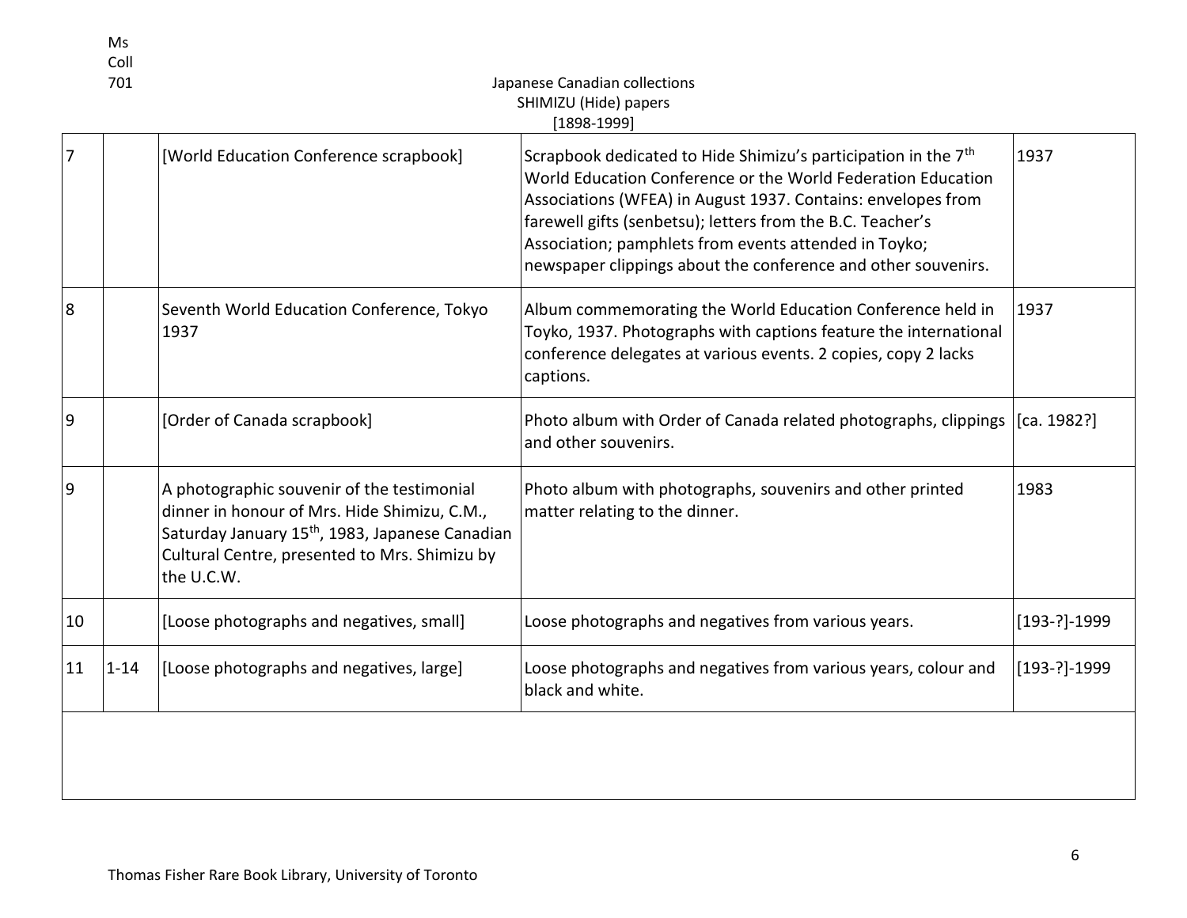| | | | | |
|---|---|---|---|---|
| 7 | | [World Education Conference scrapbook] | Scrapbook dedicated to Hide Shimizu's participation in the 7th World Education Conference or the World Federation Education Associations (WFEA) in August 1937. Contains: envelopes from farewell gifts (senbetsu); letters from the B.C. Teacher's Association; pamphlets from events attended in Toyko; newspaper clippings about the conference and other souvenirs. | 1937 |
| 8 | | Seventh World Education Conference, Tokyo 1937 | Album commemorating the World Education Conference held in Toyko, 1937. Photographs with captions feature the international conference delegates at various events. 2 copies, copy 2 lacks captions. | 1937 |
| 9 | | [Order of Canada scrapbook] | Photo album with Order of Canada related photographs, clippings and other souvenirs. | [ca. 1982?] |
| 9 | | A photographic souvenir of the testimonial dinner in honour of Mrs. Hide Shimizu, C.M., Saturday January 15th, 1983, Japanese Canadian Cultural Centre, presented to Mrs. Shimizu by the U.C.W. | Photo album with photographs, souvenirs and other printed matter relating to the dinner. | 1983 |
| 10 | | [Loose photographs and negatives, small] | Loose photographs and negatives from various years. | [193-?]-1999 |
| 11 | 1-14 | [Loose photographs and negatives, large] | Loose photographs and negatives from various years, colour and black and white. | [193-?]-1999 |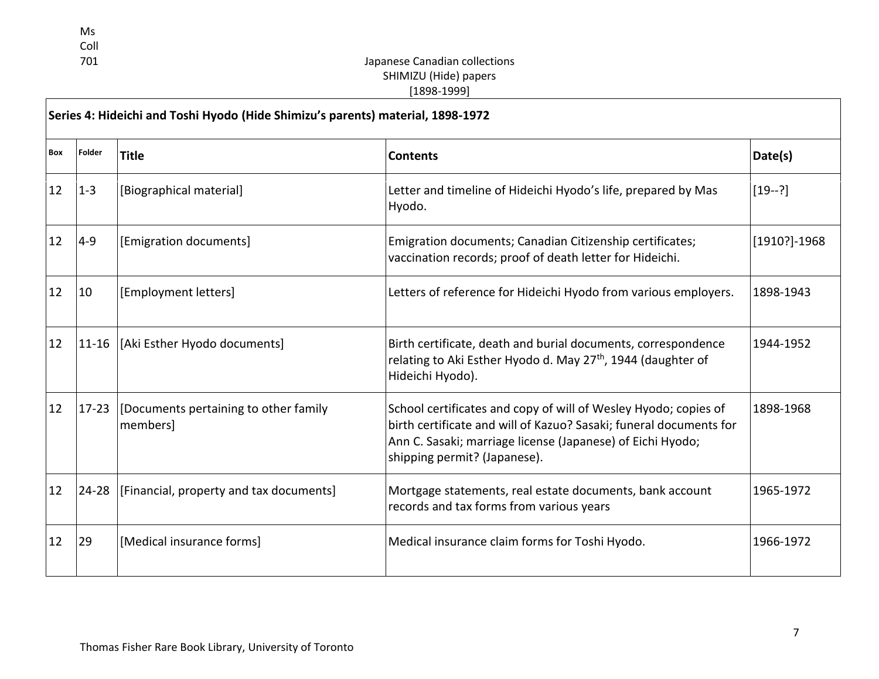## Series 4: Hideichi and Toshi Hyodo (Hide Shimizu's parents) material, 1898-1972

| Box | Folder | Title | Contents | Date(s) |
|---|---|---|---|---|
| 12 | 1-3 | [Biographical material] | Letter and timeline of Hideichi Hyodo's life, prepared by Mas Hyodo. | [19--?] |
| 12 | 4-9 | [Emigration documents] | Emigration documents; Canadian Citizenship certificates; vaccination records; proof of death letter for Hideichi. | [1910?]-1968 |
| 12 | 10 | [Employment letters] | Letters of reference for Hideichi Hyodo from various employers. | 1898-1943 |
| 12 | 11-16 | [Aki Esther Hyodo documents] | Birth certificate, death and burial documents, correspondence relating to Aki Esther Hyodo d. May 27th, 1944 (daughter of Hideichi Hyodo). | 1944-1952 |
| 12 | 17-23 | [Documents pertaining to other family members] | School certificates and copy of will of Wesley Hyodo; copies of birth certificate and will of Kazuo? Sasaki; funeral documents for Ann C. Sasaki; marriage license (Japanese) of Eichi Hyodo; shipping permit? (Japanese). | 1898-1968 |
| 12 | 24-28 | [Financial, property and tax documents] | Mortgage statements, real estate documents, bank account records and tax forms from various years | 1965-1972 |
| 12 | 29 | [Medical insurance forms] | Medical insurance claim forms for Toshi Hyodo. | 1966-1972 |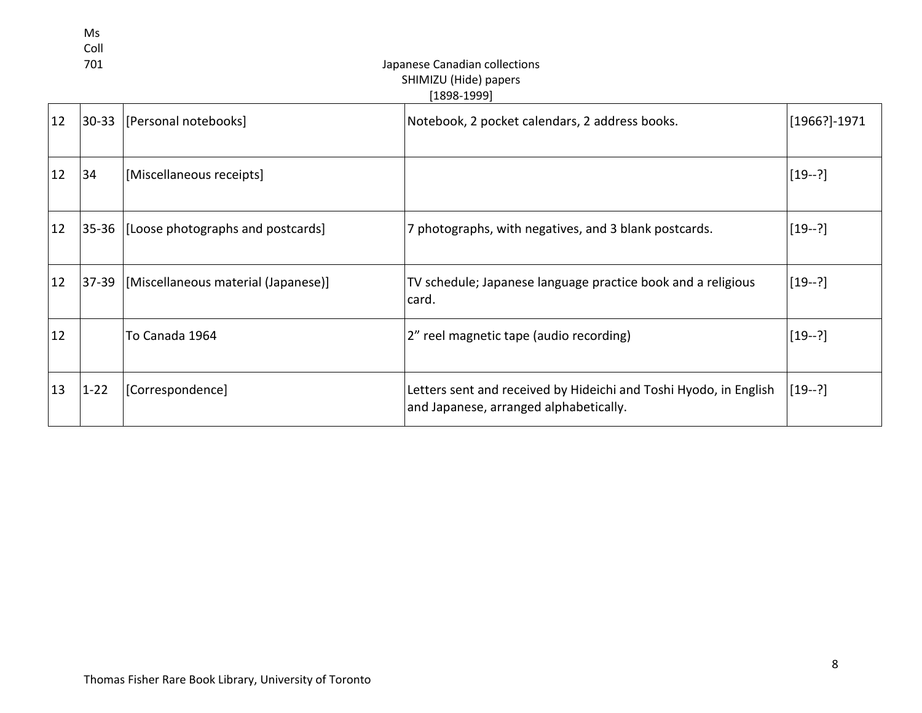| | | | | |
|---|---|---|---|---|
| 12 | 30-33 | [Personal notebooks] | Notebook, 2 pocket calendars, 2 address books. | [1966?]-1971 |
| 12 | 34 | [Miscellaneous receipts] | | [19--?] |
| 12 | 35-36 | [Loose photographs and postcards] | 7 photographs, with negatives, and 3 blank postcards. | [19--?] |
| 12 | 37-39 | [Miscellaneous material (Japanese)] | TV schedule; Japanese language practice book and a religious card. | [19--?] |
| 12 | | To Canada 1964 | 2” reel magnetic tape (audio recording) | [19--?] |
| 13 | 1-22 | [Correspondence] | Letters sent and received by Hideichi and Toshi Hyodo, in English and Japanese, arranged alphabetically. | [19--?] |